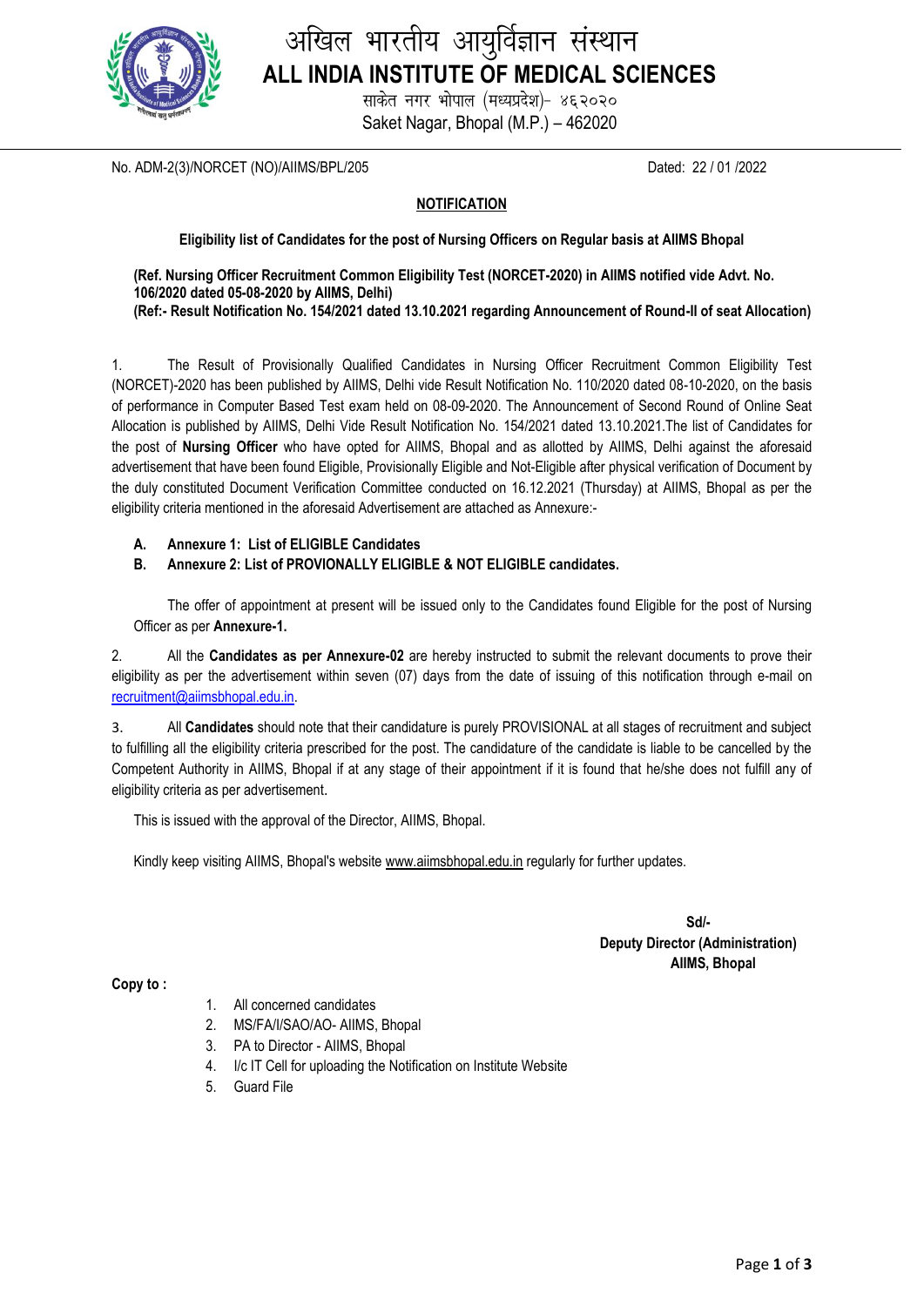# अखिल भारतीय आयुर्विज्ञान संस्थान

# ALL INDIA INSTITUTE OF MEDICAL SCIENCES

साकेत नगर भोपाल (मध्यप्रदेश)- ४६२०२०

Saket Nagar, Bhopal (M.P.) – 462020

No. ADM-2(3)/NORCET (NO)/AIIMS/BPL/205 Dated: 22 / 01 /2022

## NOTIFICATION

**Eligibility list of Candidates for the post of Nursing Officers on Regular basis at AIIMS Bhopal**

**(Ref. Nursing Officer Recruitment Common Eligibility Test (NORCET-2020) in AIIMS notified vide Advt. No. 106/2020 dated 05-08-2020 by AIIMS, Delhi)**
**(Ref:- Result Notification No. 154/2021 dated 13.10.2021 regarding Announcement of Round-II of seat Allocation)**

1. The Result of Provisionally Qualified Candidates in Nursing Officer Recruitment Common Eligibility Test (NORCET)-2020 has been published by AIIMS, Delhi vide Result Notification No. 110/2020 dated 08-10-2020, on the basis of performance in Computer Based Test exam held on 08-09-2020. The Announcement of Second Round of Online Seat Allocation is published by AIIMS, Delhi Vide Result Notification No. 154/2021 dated 13.10.2021.The list of Candidates for the post of **Nursing Officer** who have opted for AIIMS, Bhopal and as allotted by AIIMS, Delhi against the aforesaid advertisement that have been found Eligible, Provisionally Eligible and Not-Eligible after physical verification of Document by the duly constituted Document Verification Committee conducted on 16.12.2021 (Thursday) at AIIMS, Bhopal as per the eligibility criteria mentioned in the aforesaid Advertisement are attached as Annexure:-

**A. Annexure 1: List of ELIGIBLE Candidates**

**B. Annexure 2: List of PROVIONALLY ELIGIBLE & NOT ELIGIBLE candidates.**

The offer of appointment at present will be issued only to the Candidates found Eligible for the post of Nursing Officer as per **Annexure-1.**

2. All the **Candidates as per Annexure-02** are hereby instructed to submit the relevant documents to prove their eligibility as per the advertisement within seven (07) days from the date of issuing of this notification through e-mail on recruitment@aiimsbhopal.edu.in.

3. All **Candidates** should note that their candidature is purely PROVISIONAL at all stages of recruitment and subject to fulfilling all the eligibility criteria prescribed for the post. The candidature of the candidate is liable to be cancelled by the Competent Authority in AIIMS, Bhopal if at any stage of their appointment if it is found that he/she does not fulfill any of eligibility criteria as per advertisement.

This is issued with the approval of the Director, AIIMS, Bhopal.

Kindly keep visiting AIIMS, Bhopal's website www.aiimsbhopal.edu.in regularly for further updates.

**Sd/-**
**Deputy Director (Administration)**
**AIIMS, Bhopal**

**Copy to :**

1. All concerned candidates
2. MS/FA/I/SAO/AO- AIIMS, Bhopal
3. PA to Director - AIIMS, Bhopal
4. I/c IT Cell for uploading the Notification on Institute Website
5. Guard File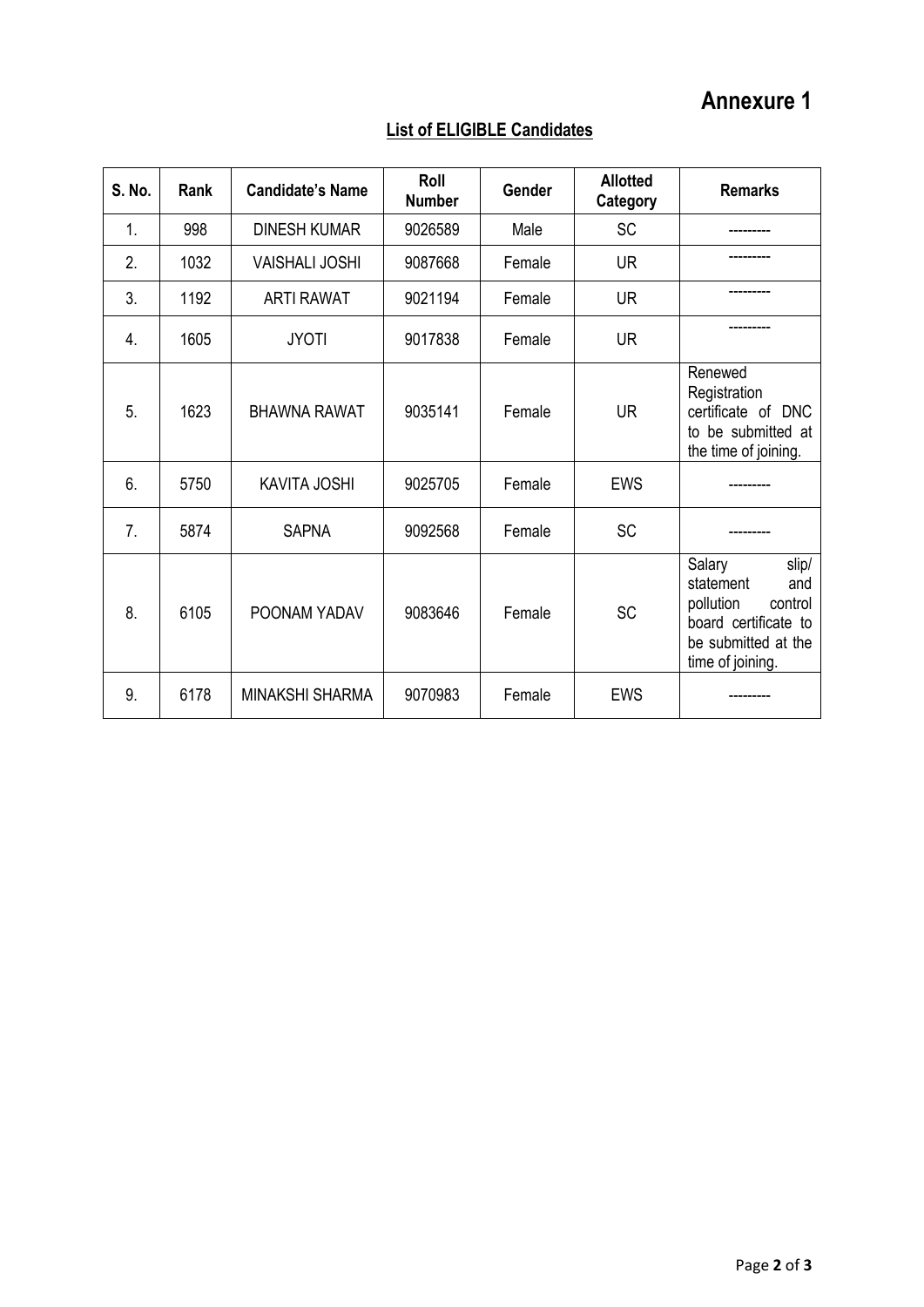# Annexure 1

## List of ELIGIBLE Candidates

| S. No. | Rank | Candidate's Name | Roll Number | Gender | Allotted Category | Remarks |
|---|---|---|---|---|---|---|
| 1. | 998 | DINESH KUMAR | 9026589 | Male | SC | --------- |
| 2. | 1032 | VAISHALI JOSHI | 9087668 | Female | UR | --------- |
| 3. | 1192 | ARTI RAWAT | 9021194 | Female | UR | --------- |
| 4. | 1605 | JYOTI | 9017838 | Female | UR | --------- |
| 5. | 1623 | BHAWNA RAWAT | 9035141 | Female | UR | Renewed Registration certificate of DNC to be submitted at the time of joining. |
| 6. | 5750 | KAVITA JOSHI | 9025705 | Female | EWS | --------- |
| 7. | 5874 | SAPNA | 9092568 | Female | SC | --------- |
| 8. | 6105 | POONAM YADAV | 9083646 | Female | SC | Salary slip/ statement and pollution control board certificate to be submitted at the time of joining. |
| 9. | 6178 | MINAKSHI SHARMA | 9070983 | Female | EWS | --------- |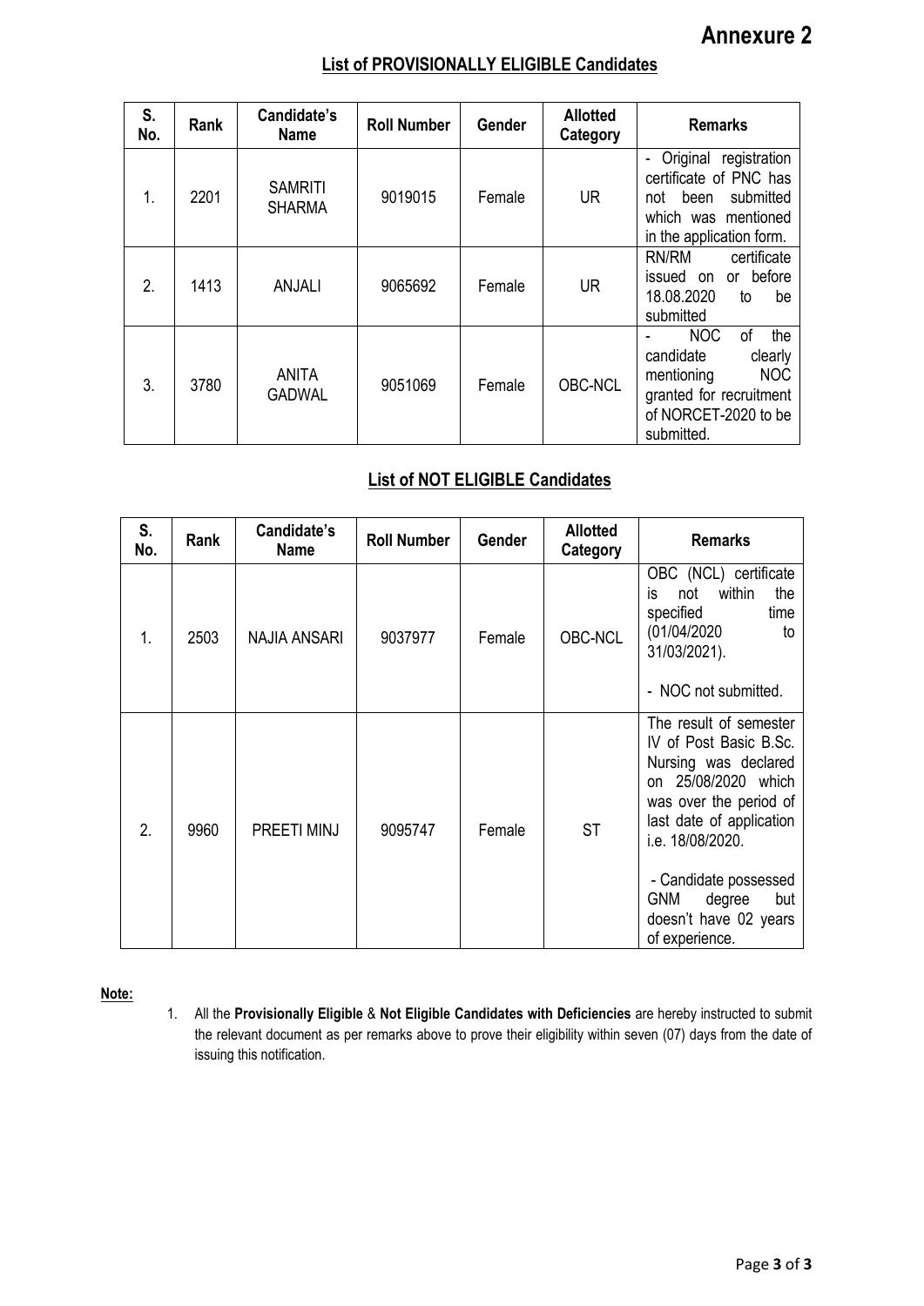# Annexure 2

## List of PROVISIONALLY ELIGIBLE Candidates

| S. No. | Rank | Candidate's Name | Roll Number | Gender | Allotted Category | Remarks |
|---|---|---|---|---|---|---|
| 1. | 2201 | SAMRITI SHARMA | 9019015 | Female | UR | - Original registration certificate of PNC has not been submitted which was mentioned in the application form. |
| 2. | 1413 | ANJALI | 9065692 | Female | UR | RN/RM certificate issued on or before 18.08.2020 to be submitted |
| 3. | 3780 | ANITA GADWAL | 9051069 | Female | OBC-NCL | - NOC of the candidate clearly mentioning NOC granted for recruitment of NORCET-2020 to be submitted. |

## List of NOT ELIGIBLE Candidates

| S. No. | Rank | Candidate's Name | Roll Number | Gender | Allotted Category | Remarks |
|---|---|---|---|---|---|---|
| 1. | 2503 | NAJIA ANSARI | 9037977 | Female | OBC-NCL | OBC (NCL) certificate is not within the specified time (01/04/2020 to 31/03/2021).<br><br>- NOC not submitted. |
| 2. | 9960 | PREETI MINJ | 9095747 | Female | ST | The result of semester IV of Post Basic B.Sc. Nursing was declared on 25/08/2020 which was over the period of last date of application i.e. 18/08/2020.<br><br>- Candidate possessed GNM degree but doesn't have 02 years of experience. |

**Note:**

1. All the **Provisionally Eligible** & **Not Eligible Candidates with Deficiencies** are hereby instructed to submit the relevant document as per remarks above to prove their eligibility within seven (07) days from the date of issuing this notification.